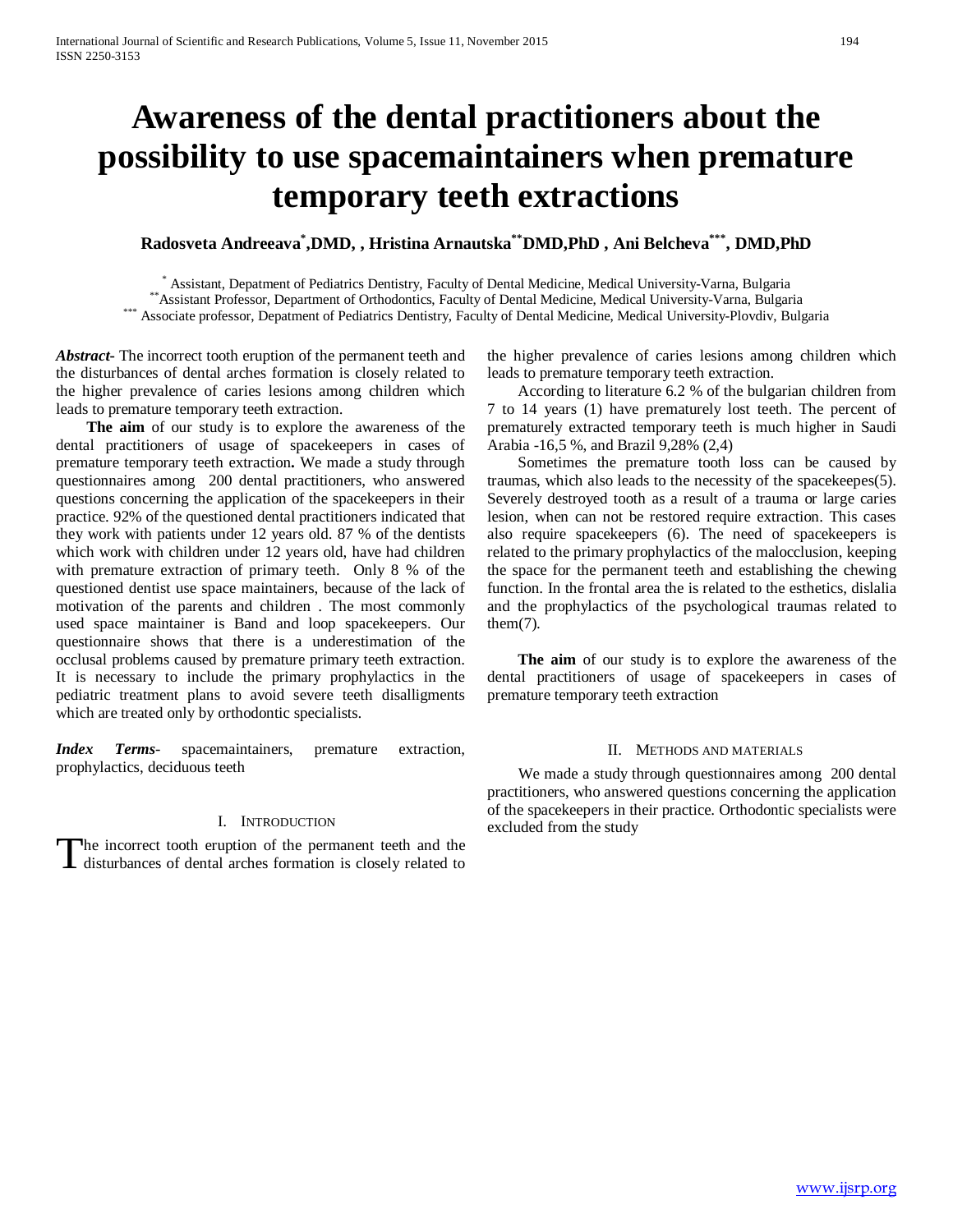# Awareness of the dental practitioners about the possibility to use spacemaintainers when premature temporary teeth extractions

**Radosveta Andreeava[*],DMD, , Hristina Arnautska[**]DMD,PhD , Ani Belcheva[***], DMD,PhD**

[*] Assistant, Depatment of Pediatrics Dentistry, Faculty of Dental Medicine, Medical University-Varna, Bulgaria
[**]Assistant Professor, Department of Orthodontics, Faculty of Dental Medicine, Medical University-Varna, Bulgaria
[***] Associate professor, Depatment of Pediatrics Dentistry, Faculty of Dental Medicine, Medical University-Plovdiv, Bulgaria

***Abstract*-** The incorrect tooth eruption of the permanent teeth and the disturbances of dental arches formation is closely related to the higher prevalence of caries lesions among children which leads to premature temporary teeth extraction.

**The aim** of our study is to explore the awareness of the dental practitioners of usage of spacekeepers in cases of premature temporary teeth extraction**.** We made a study through questionnaires among 200 dental practitioners, who answered questions concerning the application of the spacekeepers in their practice. 92% of the questioned dental practitioners indicated that they work with patients under 12 years old. 87 % of the dentists which work with children under 12 years old, have have had children with premature extraction of primary teeth. Only 8 % of the questioned dentist use space maintainers, because of the lack of motivation of the parents and children . The most commonly used space maintainer is Band and loop spacekeepers. Our questionnaire shows that there is a underestimation of the occlusal problems caused by premature primary teeth extraction. It is necessary to include the primary prophylactics in the pediatric treatment plans to avoid severe teeth disalligments which are treated only by orthodontic specialists.

***Index Terms*-** spacemaintainers, premature extraction, prophylactics, deciduous teeth

## I. Introduction

The incorrect tooth eruption of the permanent teeth and the disturbances of dental arches formation is closely related to the higher prevalence of caries lesions among children which leads to premature temporary teeth extraction.

According to literature 6.2 % of the bulgarian children from 7 to 14 years (1) have prematurely lost teeth. The percent of prematurely extracted temporary teeth is much higher in Saudi Arabia -16,5 %, and Brazil 9,28% (2,4)

Sometimes the premature tooth loss can be caused by traumas, which also leads to the necessity of the spacekeepes(5). Severely destroyed tooth as a result of a trauma or large caries lesion, when can not be restored require extraction. This cases also require spacekeepers (6). The need of spacekeepers is related to the primary prophylactics of the malocclusion, keeping the space for the permanent teeth and establishing the chewing function. In the frontal area the is related to the esthetics, dislalia and the prophylactics of the psychological traumas related to them(7).

**The aim** of our study is to explore the awareness of the dental practitioners of usage of spacekeepers in cases of premature temporary teeth extraction

## II. Methods and Materials

We made a study through questionnaires among 200 dental practitioners, who answered questions concerning the application of the spacekeepers in their practice. Orthodontic specialists were excluded from the study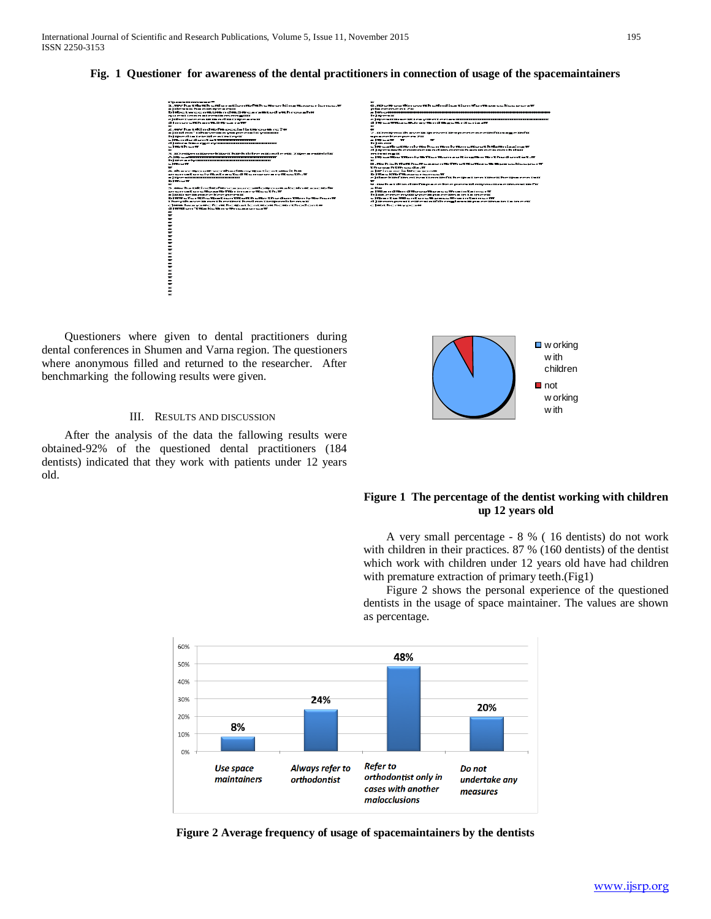**Fig. 1 Questioner for awareness of the dental practitioners in connection of usage of the spacemaintainers**

Questioners where given to dental practitioners during dental conferences in Shumen and Varna region. The questioners where anonymous filled and returned to the researcher. After benchmarking the following results were given.

## III. Results and Discussion

After the analysis of the data the fallowing results were obtained-92% of the questioned dental practitioners (184 dentists) indicated that they work with patients under 12 years old.

working with children

not working with

**Figure 1 The percentage of the dentist working with children up 12 years old**

A very small percentage - 8 % ( 16 dentists) do not work with children in their practices. 87 % (160 dentists) of the dentist which work with children under 12 years old have had children with premature extraction of primary teeth.(Fig1)

Figure 2 shows the personal experience of the questioned dentists in the usage of space maintainer. The values are shown as percentage.

60%
50%
40%
30%
20%
10%
0%

8%
24%
48%
20%

*Use space maintainers*
*Always refer to orthodontist*
*Refer to orthodontist only in cases with another malocclusions*
*Do not undertake any measures*

**Figure 2 Average frequency of usage of spacemaintainers by the dentists**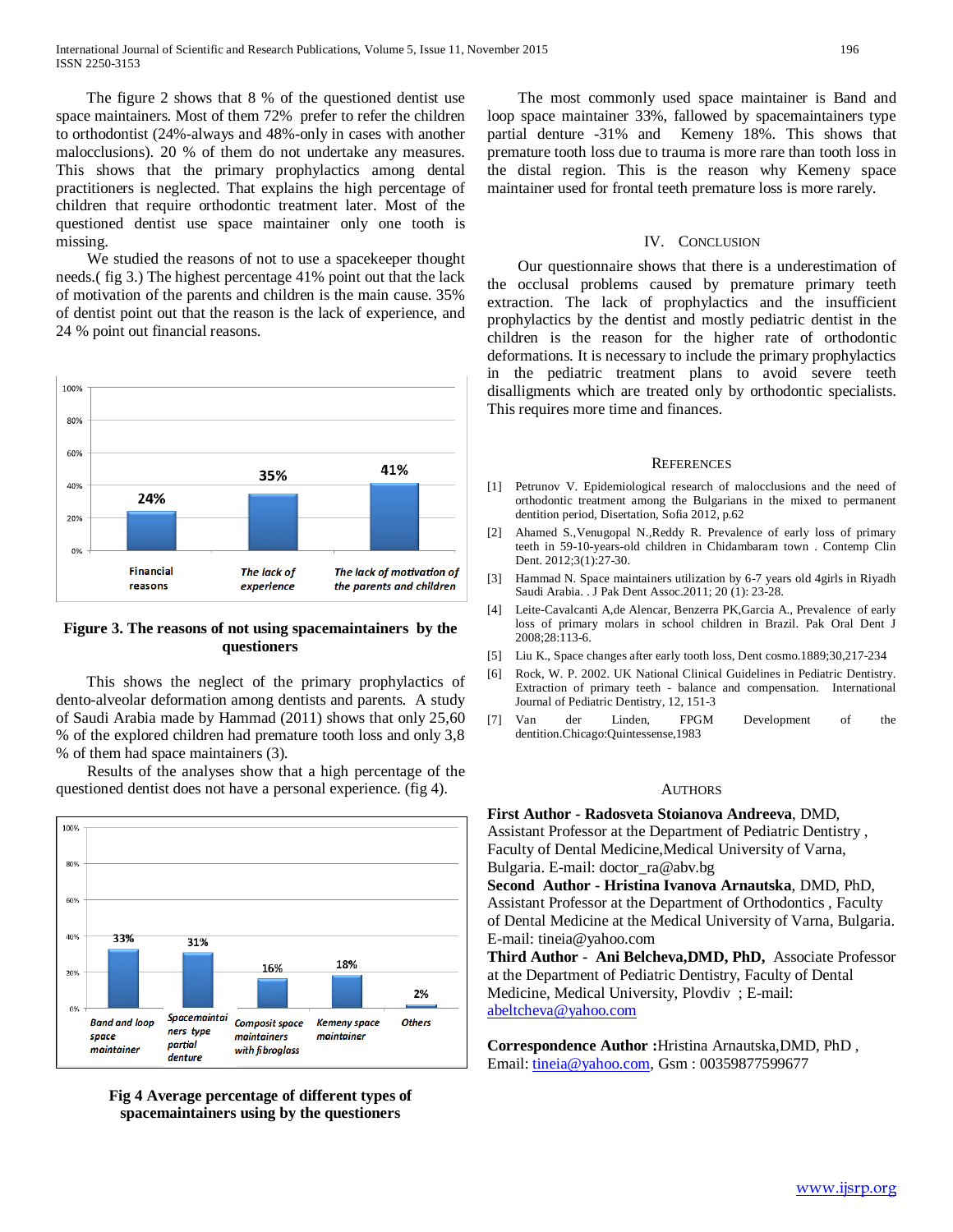The figure 2 shows that 8 % of the questioned dentist use space maintainers. Most of them 72% prefer to refer the children to orthodontist (24%-always and 48%-only in cases with another malocclusions). 20 % of them do not undertake any measures. This shows that the primary prophylactics among dental practitioners is neglected. That explains the high percentage of children that require orthodontic treatment later. Most of the questioned dentist use space maintainer only one tooth is missing.

We studied the reasons of not to use a spacekeeper thought needs.( fig 3.) The highest percentage 41% point out that the lack of motivation of the parents and children is the main cause. 35% of dentist point out that the reason is the lack of experience, and 24 % point out financial reasons.

100%
80%
60%
40%
20%
0%
24%
35%
41%
Financial reasons
The lack of experience
The lack of motivation of the parents and children

**Figure 3. The reasons of not using spacemaintainers by the questioners**

This shows the neglect of the primary prophylactics of dento-alveolar deformation among dentists and parents. A study of Saudi Arabia made by Hammad (2011) shows that only 25,60 % of the explored children had premature tooth loss and only 3,8 % of them had space maintainers (3).

Results of the analyses show that a high percentage of the questioned dentist does not have a personal experience. (fig 4).

100%
80%
60%
40%
20%
0%
33%
31%
16%
18%
2%
Band and loop space maintainer
Spacemaintainers type partial denture
Composit space maintainers with fibroglass
Kemeny space maintainer
Others

**Fig 4 Average percentage of different types of spacemaintainers using by the questioners**

The most commonly used space maintainer is Band and loop space maintainer 33%, fallowed by spacemaintainers type partial denture -31% and Kemeny 18%. This shows that premature tooth loss due to trauma is more rare than tooth loss in the distal region. This is the reason why Kemeny space maintainer used for frontal teeth premature loss is more rarely.

## IV. Conclusion

Our questionnaire shows that there is a underestimation of the occlusal problems caused by premature primary teeth extraction. The lack of prophylactics and the insufficient prophylactics by the dentist and mostly pediatric dentist in the children is the reason for the higher rate of orthodontic deformations. It is necessary to include the primary prophylactics in the pediatric treatment plans to avoid severe teeth disalligments which are treated only by orthodontic specialists. This requires more time and finances.

## References

[1] Petrunov V. Epidemiological research of malocclusions and the need of orthodontic treatment among the Bulgarians in the mixed to permanent dentition period, Disertation, Sofia 2012, p.62

[2] Ahamed S.,Venugopal N.,Reddy R. Prevalence of early loss of primary teeth in 59-10-years-old children in Chidambaram town . Contemp Clin Dent. 2012;3(1):27-30.

[3] Hammad N. Space maintainers utilization by 6-7 years old 4girls in Riyadh Saudi Arabia. . J Pak Dent Assoc.2011; 20 (1): 23-28.

[4] Leite-Cavalcanti A,de Alencar, Benzerra PK,Garcia A., Prevalence of early loss of primary molars in school children in Brazil. Pak Oral Dent J 2008;28:113-6.

[5] Liu K., Space changes after early tooth loss, Dent cosmo.1889;30,217-234

[6] Rock, W. P. 2002. UK National Clinical Guidelines in Pediatric Dentistry. Extraction of primary teeth - balance and compensation. International Journal of Pediatric Dentistry, 12, 151-3

[7] Van der Linden, FPGM Development of the dentition.Chicago:Quintessense,1983

## Authors

**First Author - Radosveta Stoianova Andreeva**, DMD, Assistant Professor at the Department of Pediatric Dentistry , Faculty of Dental Medicine,Medical University of Varna, Bulgaria. E-mail: doctor_ra@abv.bg

**Second Author - Hristina Ivanova Arnautska**, DMD, PhD, Assistant Professor at the Department of Orthodontics , Faculty of Dental Medicine at the Medical University of Varna, Bulgaria. E-mail: tineia@yahoo.com

**Third Author - Ani Belcheva,DMD, PhD,** Associate Professor at the Department of Pediatric Dentistry, Faculty of Dental Medicine, Medical University, Plovdiv ; E-mail: abeltcheva@yahoo.com

**Correspondence Author :**Hristina Arnautska,DMD, PhD , Email: tineia@yahoo.com, Gsm : 00359877599677